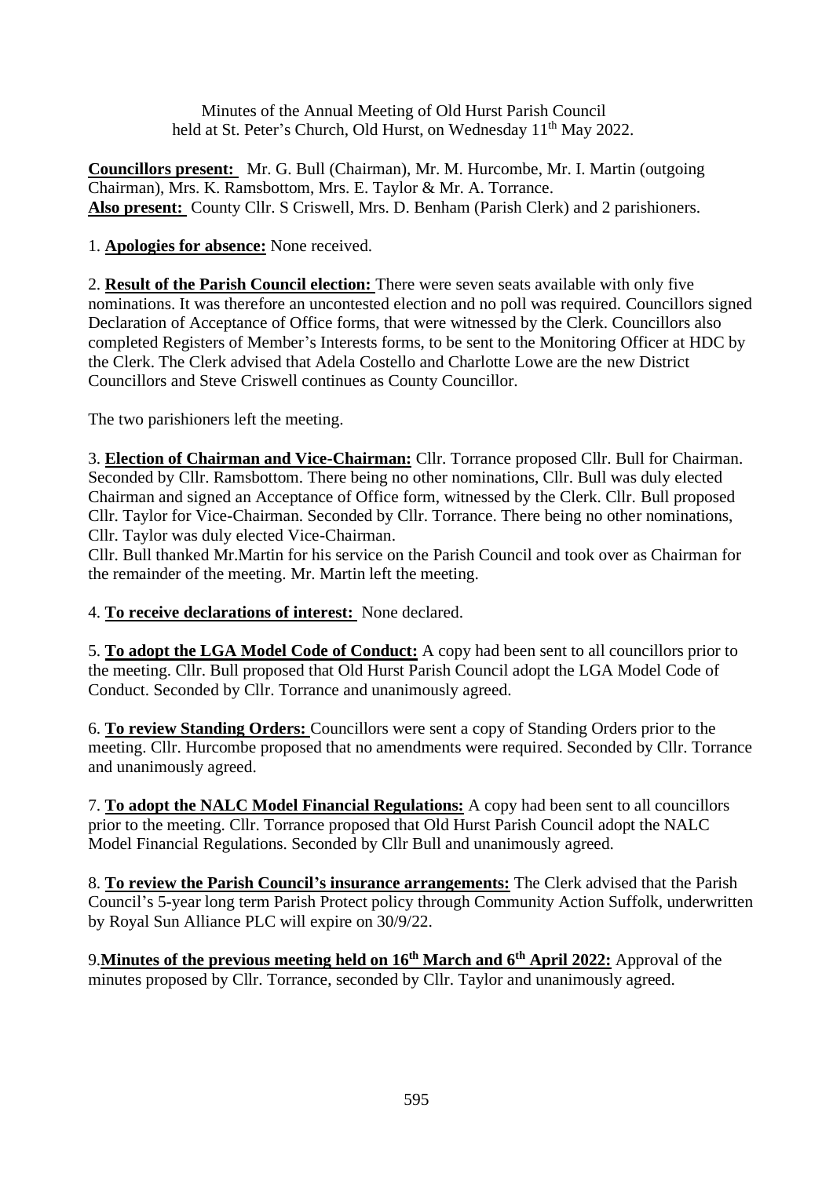Minutes of the Annual Meeting of Old Hurst Parish Council
held at St. Peter's Church, Old Hurst, on Wednesday 11th May 2022.

**Councillors present:** Mr. G. Bull (Chairman), Mr. M. Hurcombe, Mr. I. Martin (outgoing Chairman), Mrs. K. Ramsbottom, Mrs. E. Taylor & Mr. A. Torrance.
**Also present:** County Cllr. S Criswell, Mrs. D. Benham (Parish Clerk) and 2 parishioners.

1. **Apologies for absence:** None received.

2. **Result of the Parish Council election:** There were seven seats available with only five nominations. It was therefore an uncontested election and no poll was required. Councillors signed Declaration of Acceptance of Office forms, that were witnessed by the Clerk. Councillors also completed Registers of Member's Interests forms, to be sent to the Monitoring Officer at HDC by the Clerk. The Clerk advised that Adela Costello and Charlotte Lowe are the new District Councillors and Steve Criswell continues as County Councillor.

The two parishioners left the meeting.

3. **Election of Chairman and Vice-Chairman:** Cllr. Torrance proposed Cllr. Bull for Chairman. Seconded by Cllr. Ramsbottom. There being no other nominations, Cllr. Bull was duly elected Chairman and signed an Acceptance of Office form, witnessed by the Clerk. Cllr. Bull proposed Cllr. Taylor for Vice-Chairman. Seconded by Cllr. Torrance. There being no other nominations, Cllr. Taylor was duly elected Vice-Chairman.
Cllr. Bull thanked Mr.Martin for his service on the Parish Council and took over as Chairman for the remainder of the meeting. Mr. Martin left the meeting.

4. **To receive declarations of interest:** None declared.

5. **To adopt the LGA Model Code of Conduct:** A copy had been sent to all councillors prior to the meeting. Cllr. Bull proposed that Old Hurst Parish Council adopt the LGA Model Code of Conduct. Seconded by Cllr. Torrance and unanimously agreed.

6. **To review Standing Orders:** Councillors were sent a copy of Standing Orders prior to the meeting. Cllr. Hurcombe proposed that no amendments were required. Seconded by Cllr. Torrance and unanimously agreed.

7. **To adopt the NALC Model Financial Regulations:** A copy had been sent to all councillors prior to the meeting. Cllr. Torrance proposed that Old Hurst Parish Council adopt the NALC Model Financial Regulations. Seconded by Cllr Bull and unanimously agreed.

8. **To review the Parish Council's insurance arrangements:** The Clerk advised that the Parish Council's 5-year long term Parish Protect policy through Community Action Suffolk, underwritten by Royal Sun Alliance PLC will expire on 30/9/22.

9.**Minutes of the previous meeting held on 16th March and 6th April 2022:** Approval of the minutes proposed by Cllr. Torrance, seconded by Cllr. Taylor and unanimously agreed.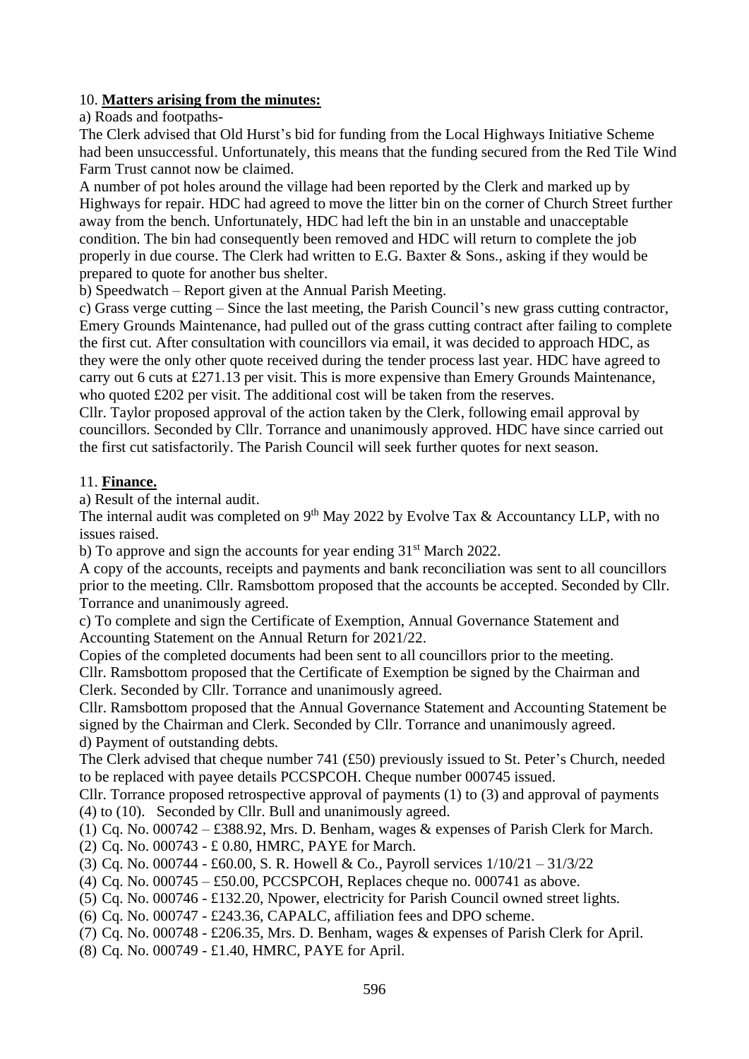10. **Matters arising from the minutes:**

a) Roads and footpaths-

The Clerk advised that Old Hurst's bid for funding from the Local Highways Initiative Scheme had been unsuccessful. Unfortunately, this means that the funding secured from the Red Tile Wind Farm Trust cannot now be claimed.

A number of pot holes around the village had been reported by the Clerk and marked up by Highways for repair. HDC had agreed to move the litter bin on the corner of Church Street further away from the bench. Unfortunately, HDC had left the bin in an unstable and unacceptable condition. The bin had consequently been removed and HDC will return to complete the job properly in due course. The Clerk had written to E.G. Baxter & Sons., asking if they would be prepared to quote for another bus shelter.

b) Speedwatch – Report given at the Annual Parish Meeting.

c) Grass verge cutting – Since the last meeting, the Parish Council's new grass cutting contractor, Emery Grounds Maintenance, had pulled out of the grass cutting contract after failing to complete the first cut. After consultation with councillors via email, it was decided to approach HDC, as they were the only other quote received during the tender process last year. HDC have agreed to carry out 6 cuts at £271.13 per visit. This is more expensive than Emery Grounds Maintenance, who quoted £202 per visit. The additional cost will be taken from the reserves.

Cllr. Taylor proposed approval of the action taken by the Clerk, following email approval by councillors. Seconded by Cllr. Torrance and unanimously approved. HDC have since carried out the first cut satisfactorily. The Parish Council will seek further quotes for next season.

11. **Finance.**

a) Result of the internal audit.

The internal audit was completed on 9th May 2022 by Evolve Tax & Accountancy LLP, with no issues raised.

b) To approve and sign the accounts for year ending 31st March 2022.

A copy of the accounts, receipts and payments and bank reconciliation was sent to all councillors prior to the meeting. Cllr. Ramsbottom proposed that the accounts be accepted. Seconded by Cllr. Torrance and unanimously agreed.

c) To complete and sign the Certificate of Exemption, Annual Governance Statement and Accounting Statement on the Annual Return for 2021/22.

Copies of the completed documents had been sent to all councillors prior to the meeting.

Cllr. Ramsbottom proposed that the Certificate of Exemption be signed by the Chairman and Clerk. Seconded by Cllr. Torrance and unanimously agreed.

Cllr. Ramsbottom proposed that the Annual Governance Statement and Accounting Statement be signed by the Chairman and Clerk. Seconded by Cllr. Torrance and unanimously agreed.

d) Payment of outstanding debts.

The Clerk advised that cheque number 741 (£50) previously issued to St. Peter's Church, needed to be replaced with payee details PCCSPCOH. Cheque number 000745 issued.

Cllr. Torrance proposed retrospective approval of payments (1) to (3) and approval of payments (4) to (10). Seconded by Cllr. Bull and unanimously agreed.

(1) Cq. No. 000742 – £388.92, Mrs. D. Benham, wages & expenses of Parish Clerk for March.
(2) Cq. No. 000743 - £ 0.80, HMRC, PAYE for March.
(3) Cq. No. 000744 - £60.00, S. R. Howell & Co., Payroll services 1/10/21 – 31/3/22
(4) Cq. No. 000745 – £50.00, PCCSPCOH, Replaces cheque no. 000741 as above.
(5) Cq. No. 000746 - £132.20, Npower, electricity for Parish Council owned street lights.
(6) Cq. No. 000747 - £243.36, CAPALC, affiliation fees and DPO scheme.
(7) Cq. No. 000748 - £206.35, Mrs. D. Benham, wages & expenses of Parish Clerk for April.
(8) Cq. No. 000749 - £1.40, HMRC, PAYE for April.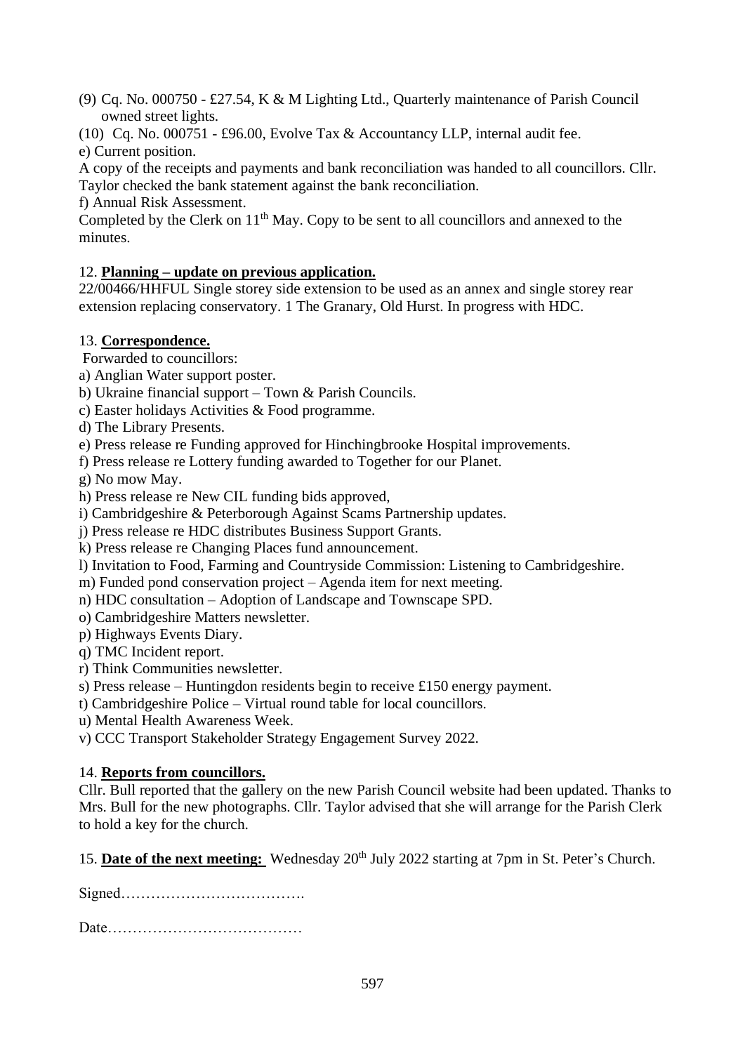(9) Cq. No. 000750 - £27.54, K & M Lighting Ltd., Quarterly maintenance of Parish Council owned street lights.

(10) Cq. No. 000751 - £96.00, Evolve Tax & Accountancy LLP, internal audit fee.

e) Current position.

A copy of the receipts and payments and bank reconciliation was handed to all councillors. Cllr. Taylor checked the bank statement against the bank reconciliation.

f) Annual Risk Assessment.

Completed by the Clerk on 11th May. Copy to be sent to all councillors and annexed to the minutes.

12. **Planning – update on previous application.**

22/00466/HHFUL Single storey side extension to be used as an annex and single storey rear extension replacing conservatory. 1 The Granary, Old Hurst. In progress with HDC.

13. **Correspondence.**

Forwarded to councillors:

a) Anglian Water support poster.
b) Ukraine financial support – Town & Parish Councils.
c) Easter holidays Activities & Food programme.
d) The Library Presents.
e) Press release re Funding approved for Hinchingbrooke Hospital improvements.
f) Press release re Lottery funding awarded to Together for our Planet.
g) No mow May.
h) Press release re New CIL funding bids approved,
i) Cambridgeshire & Peterborough Against Scams Partnership updates.
j) Press release re HDC distributes Business Support Grants.
k) Press release re Changing Places fund announcement.
l) Invitation to Food, Farming and Countryside Commission: Listening to Cambridgeshire.
m) Funded pond conservation project – Agenda item for next meeting.
n) HDC consultation – Adoption of Landscape and Townscape SPD.
o) Cambridgeshire Matters newsletter.
p) Highways Events Diary.
q) TMC Incident report.
r) Think Communities newsletter.
s) Press release – Huntingdon residents begin to receive £150 energy payment.
t) Cambridgeshire Police – Virtual round table for local councillors.
u) Mental Health Awareness Week.
v) CCC Transport Stakeholder Strategy Engagement Survey 2022.

14. **Reports from councillors.**

Cllr. Bull reported that the gallery on the new Parish Council website had been updated. Thanks to Mrs. Bull for the new photographs. Cllr. Taylor advised that she will arrange for the Parish Clerk to hold a key for the church.

15. **Date of the next meeting:** Wednesday 20th July 2022 starting at 7pm in St. Peter's Church.

Signed……………………………….

Date…………………………………